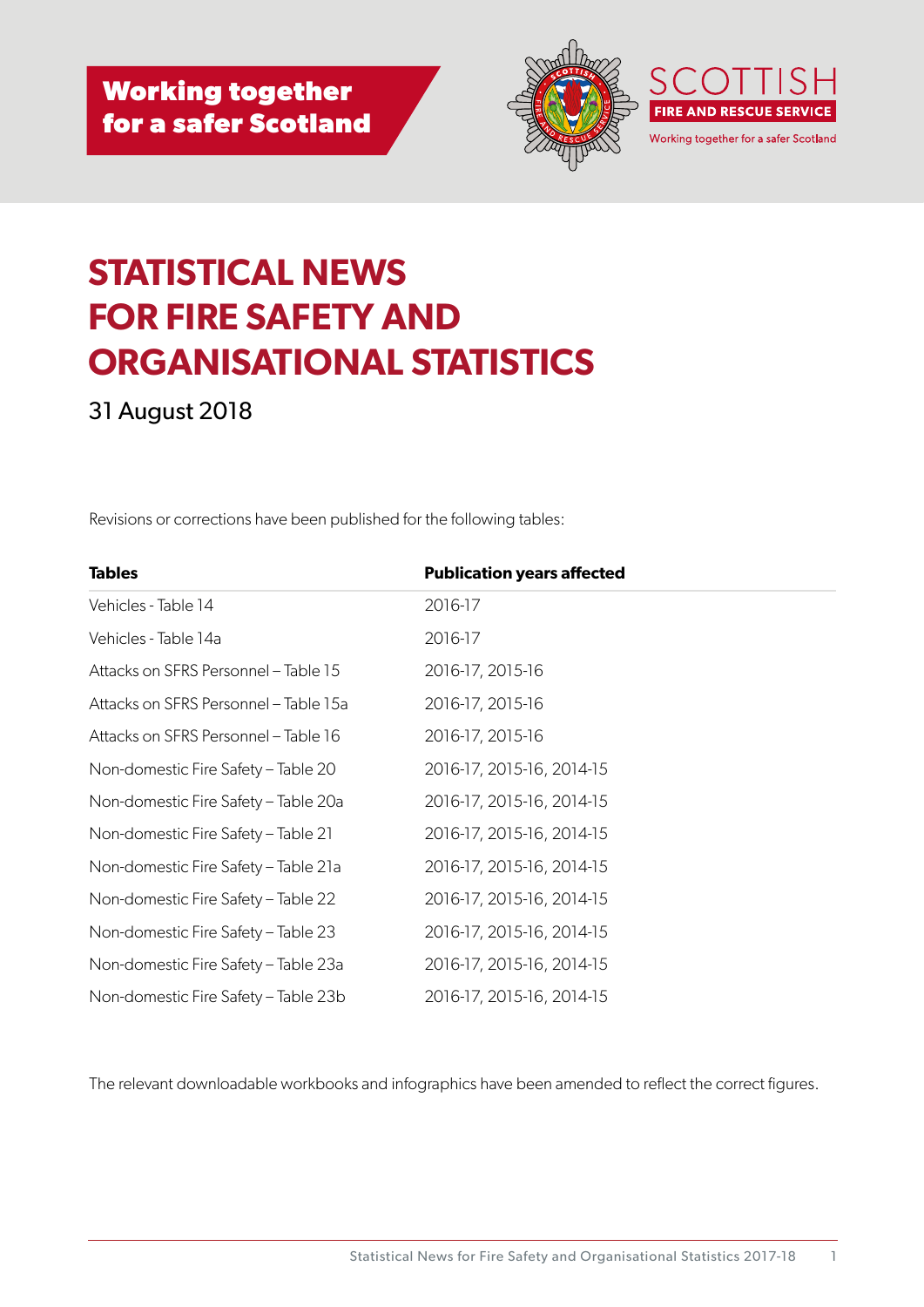Working together for a safer Scotland

SCOTTISH FIRE AND RESCUE SERVICE

Working together for a safer Scotland

# STATISTICAL NEWS FOR FIRE SAFETY AND ORGANISATIONAL STATISTICS

31 August 2018

Revisions or corrections have been published for the following tables:

| Tables | Publication years affected |
|---|---|
| Vehicles - Table 14 | 2016-17 |
| Vehicles - Table 14a | 2016-17 |
| Attacks on SFRS Personnel – Table 15 | 2016-17, 2015-16 |
| Attacks on SFRS Personnel – Table 15a | 2016-17, 2015-16 |
| Attacks on SFRS Personnel – Table 16 | 2016-17, 2015-16 |
| Non-domestic Fire Safety – Table 20 | 2016-17, 2015-16, 2014-15 |
| Non-domestic Fire Safety – Table 20a | 2016-17, 2015-16, 2014-15 |
| Non-domestic Fire Safety – Table 21 | 2016-17, 2015-16, 2014-15 |
| Non-domestic Fire Safety – Table 21a | 2016-17, 2015-16, 2014-15 |
| Non-domestic Fire Safety – Table 22 | 2016-17, 2015-16, 2014-15 |
| Non-domestic Fire Safety – Table 23 | 2016-17, 2015-16, 2014-15 |
| Non-domestic Fire Safety – Table 23a | 2016-17, 2015-16, 2014-15 |
| Non-domestic Fire Safety – Table 23b | 2016-17, 2015-16, 2014-15 |

The relevant downloadable workbooks and infographics have been amended to reflect the correct figures.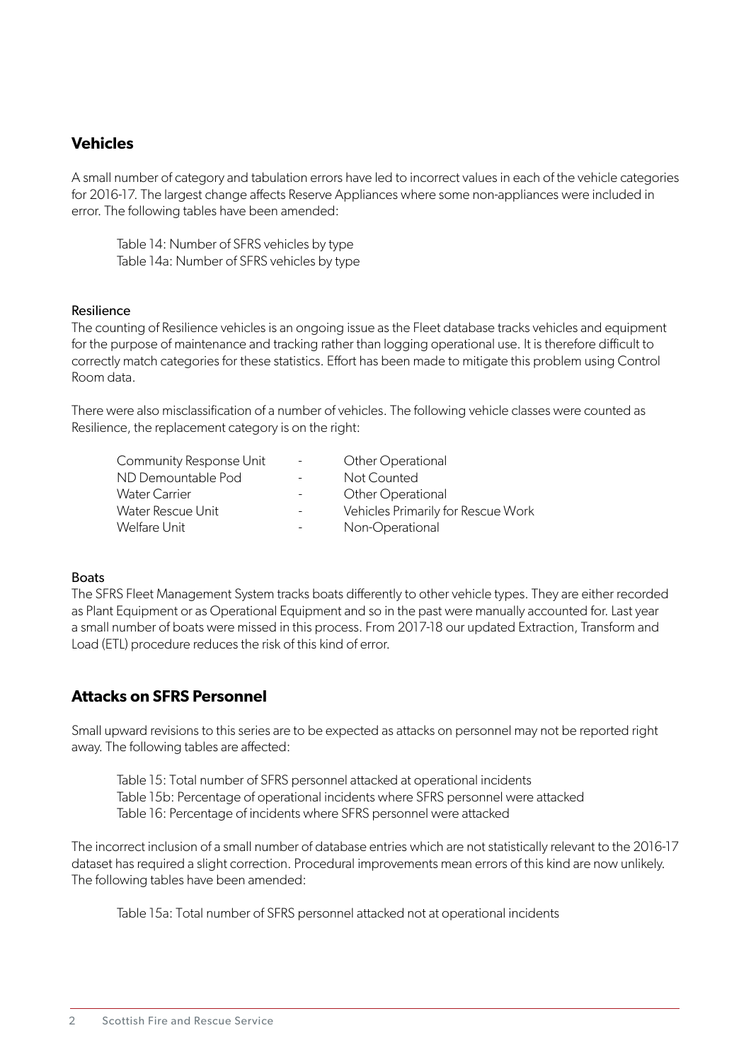## Vehicles

A small number of category and tabulation errors have led to incorrect values in each of the vehicle categories for 2016-17. The largest change affects Reserve Appliances where some non-appliances were included in error. The following tables have been amended:

Table 14: Number of SFRS vehicles by type
Table 14a: Number of SFRS vehicles by type

### Resilience

The counting of Resilience vehicles is an ongoing issue as the Fleet database tracks vehicles and equipment for the purpose of maintenance and tracking rather than logging operational use. It is therefore difficult to correctly match categories for these statistics. Effort has been made to mitigate this problem using Control Room data.

There were also misclassification of a number of vehicles. The following vehicle classes were counted as Resilience, the replacement category is on the right:

| Community Response Unit | - | Other Operational |
|---|---|---|
| ND Demountable Pod | - | Not Counted |
| Water Carrier | - | Other Operational |
| Water Rescue Unit | - | Vehicles Primarily for Rescue Work |
| Welfare Unit | - | Non-Operational |

### Boats

The SFRS Fleet Management System tracks boats differently to other vehicle types. They are either recorded as Plant Equipment or as Operational Equipment and so in the past were manually accounted for. Last year a small number of boats were missed in this process. From 2017-18 our updated Extraction, Transform and Load (ETL) procedure reduces the risk of this kind of error.

## Attacks on SFRS Personnel

Small upward revisions to this series are to be expected as attacks on personnel may not be reported right away. The following tables are affected:

Table 15: Total number of SFRS personnel attacked at operational incidents
Table 15b: Percentage of operational incidents where SFRS personnel were attacked
Table 16: Percentage of incidents where SFRS personnel were attacked

The incorrect inclusion of a small number of database entries which are not statistically relevant to the 2016-17 dataset has required a slight correction. Procedural improvements mean errors of this kind are now unlikely. The following tables have been amended:

Table 15a: Total number of SFRS personnel attacked not at operational incidents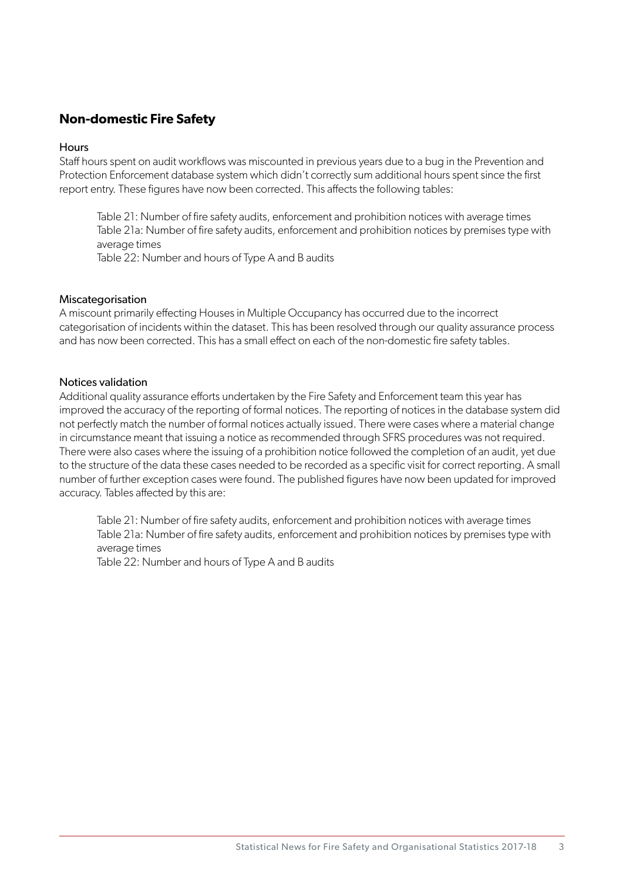## Non-domestic Fire Safety

### Hours

Staff hours spent on audit workflows was miscounted in previous years due to a bug in the Prevention and Protection Enforcement database system which didn't correctly sum additional hours spent since the first report entry. These figures have now been corrected. This affects the following tables:

> Table 21: Number of fire safety audits, enforcement and prohibition notices with average times
> Table 21a: Number of fire safety audits, enforcement and prohibition notices by premises type with average times
> Table 22: Number and hours of Type A and B audits

### Miscategorisation

A miscount primarily effecting Houses in Multiple Occupancy has occurred due to the incorrect categorisation of incidents within the dataset. This has been resolved through our quality assurance process and has now been corrected. This has a small effect on each of the non-domestic fire safety tables.

### Notices validation

Additional quality assurance efforts undertaken by the Fire Safety and Enforcement team this year has improved the accuracy of the reporting of formal notices. The reporting of notices in the database system did not perfectly match the number of formal notices actually issued. There were cases where a material change in circumstance meant that issuing a notice as recommended through SFRS procedures was not required. There were also cases where the issuing of a prohibition notice followed the completion of an audit, yet due to the structure of the data these cases needed to be recorded as a specific visit for correct reporting. A small number of further exception cases were found. The published figures have now been updated for improved accuracy. Tables affected by this are:

> Table 21: Number of fire safety audits, enforcement and prohibition notices with average times
> Table 21a: Number of fire safety audits, enforcement and prohibition notices by premises type with average times
> Table 22: Number and hours of Type A and B audits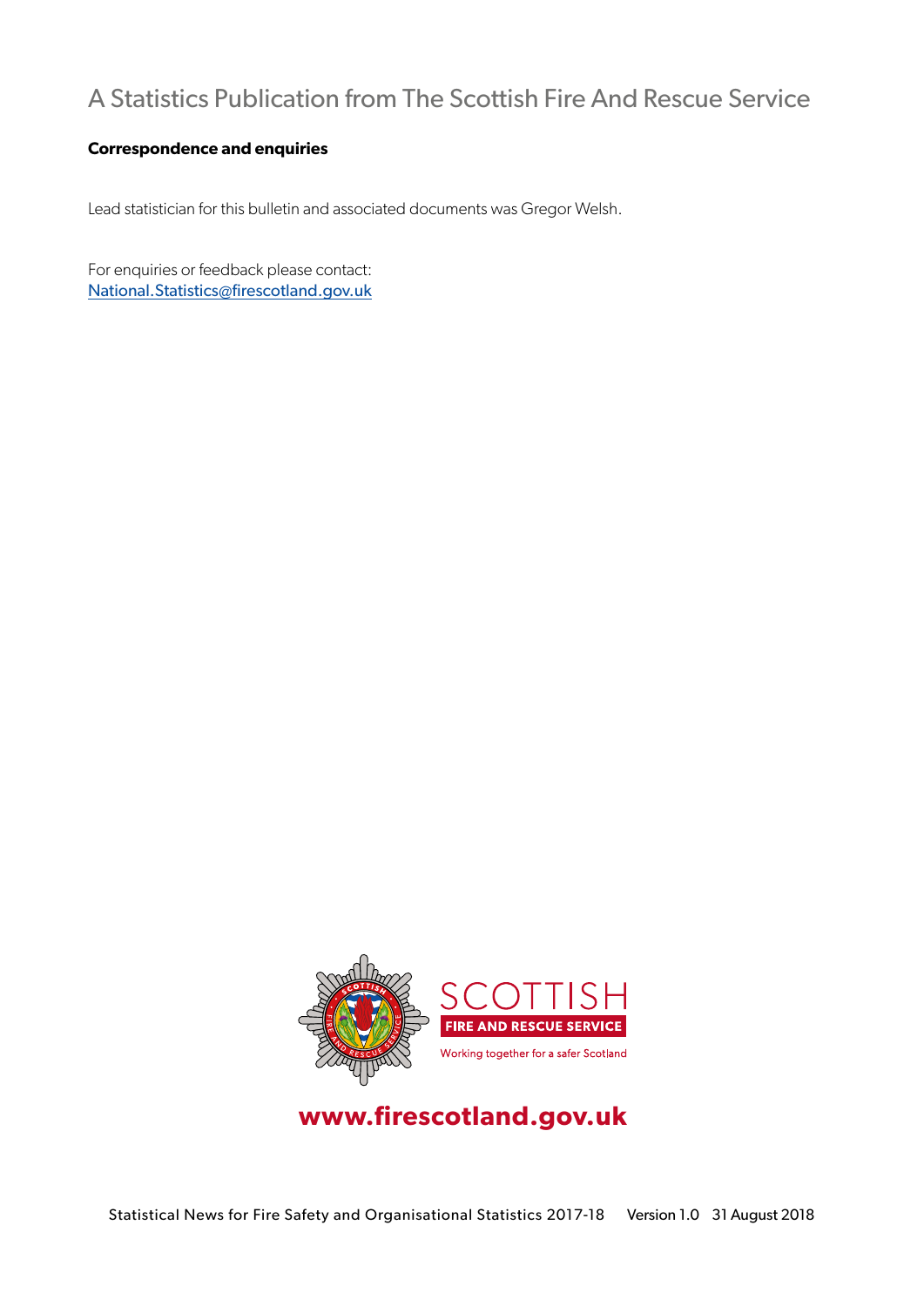# A Statistics Publication from The Scottish Fire And Rescue Service

**Correspondence and enquiries**

Lead statistician for this bulletin and associated documents was Gregor Welsh.

For enquiries or feedback please contact:
National.Statistics@firescotland.gov.uk

SCOTTISH
FIRE AND RESCUE SERVICE
Working together for a safer Scotland

**www.firescotland.gov.uk**

Statistical News for Fire Safety and Organisational Statistics 2017-18 Version 1.0 31 August 2018